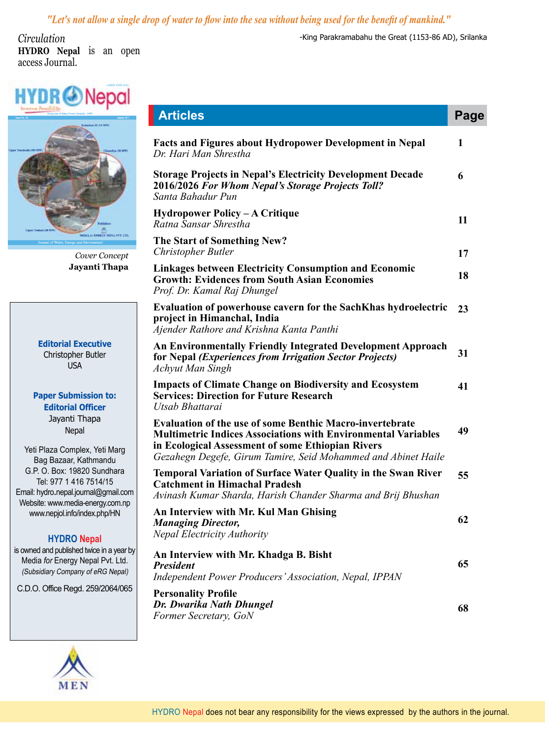*"Let's not allow a single drop of water to flow into the sea without being used for the benefit of mankind."*

-King Parakramabahu the Great (1153-86 AD), Srilanka

*Circulation*

**HYDRO Nepal** is an open access Journal.

*Cover Concept*
**Jayanti Thapa**

**Editorial Executive**
Christopher Butler
USA

**Paper Submission to:**
**Editorial Officer**
Jayanti Thapa
Nepal

Yeti Plaza Complex, Yeti Marg
Bag Bazaar, Kathmandu
G.P. O. Box: 19820 Sundhara
Tel: 977 1 416 7514/15
Email: hydro.nepal.journal@gmail.com
Website: www.media-energy.com.np
www.nepjol.info/index.php/HN

**HYDRO Nepal**
is owned and published twice in a year by Media *for* Energy Nepal Pvt. Ltd.
*(Subsidiary Company of eRG Nepal)*

C.D.O. Office Regd. 259/2064/065

MEN

## Articles

| Articles | Page |
|---|---|
| **Facts and Figures about Hydropower Development in Nepal** *Dr. Hari Man Shrestha* | 1 |
| **Storage Projects in Nepal's Electricity Development Decade 2016/2026** ***For Whom Nepal's Storage Projects Toll?*** *Santa Bahadur Pun* | 6 |
| **Hydropower Policy – A Critique** *Ratna Sansar Shrestha* | 11 |
| **The Start of Something New?** *Christopher Butler* | 17 |
| **Linkages between Electricity Consumption and Economic Growth: Evidences from South Asian Economies** *Prof. Dr. Kamal Raj Dhungel* | 18 |
| **Evaluation of powerhouse cavern for the SachKhas hydroelectric project in Himanchal, India** *Ajender Rathore and Krishna Kanta Panthi* | 23 |
| **An Environmentally Friendly Integrated Development Approach for Nepal** ***(Experiences from Irrigation Sector Projects)*** *Achyut Man Singh* | 31 |
| **Impacts of Climate Change on Biodiversity and Ecosystem Services: Direction for Future Research** *Utsab Bhattarai* | 41 |
| **Evaluation of the use of some Benthic Macro-invertebrate Multimetric Indices Associations with Environmental Variables in Ecological Assessment of some Ethiopian Rivers** *Gezahegn Degefe, Girum Tamire, Seid Mohammed and Abinet Haile* | 49 |
| **Temporal Variation of Surface Water Quality in the Swan River Catchment in Himachal Pradesh** *Avinash Kumar Sharda, Harish Chander Sharma and Brij Bhushan* | 55 |
| **An Interview with Mr. Kul Man Ghising** ***Managing Director,*** *Nepal Electricity Authority* | 62 |
| **An Interview with Mr. Khadga B. Bisht** ***President*** *Independent Power Producers' Association, Nepal, IPPAN* | 65 |
| **Personality Profile** ***Dr. Dwarika Nath Dhungel*** *Former Secretary, GoN* | 68 |

HYDRO Nepal does not bear any responsibility for the views expressed by the authors in the journal.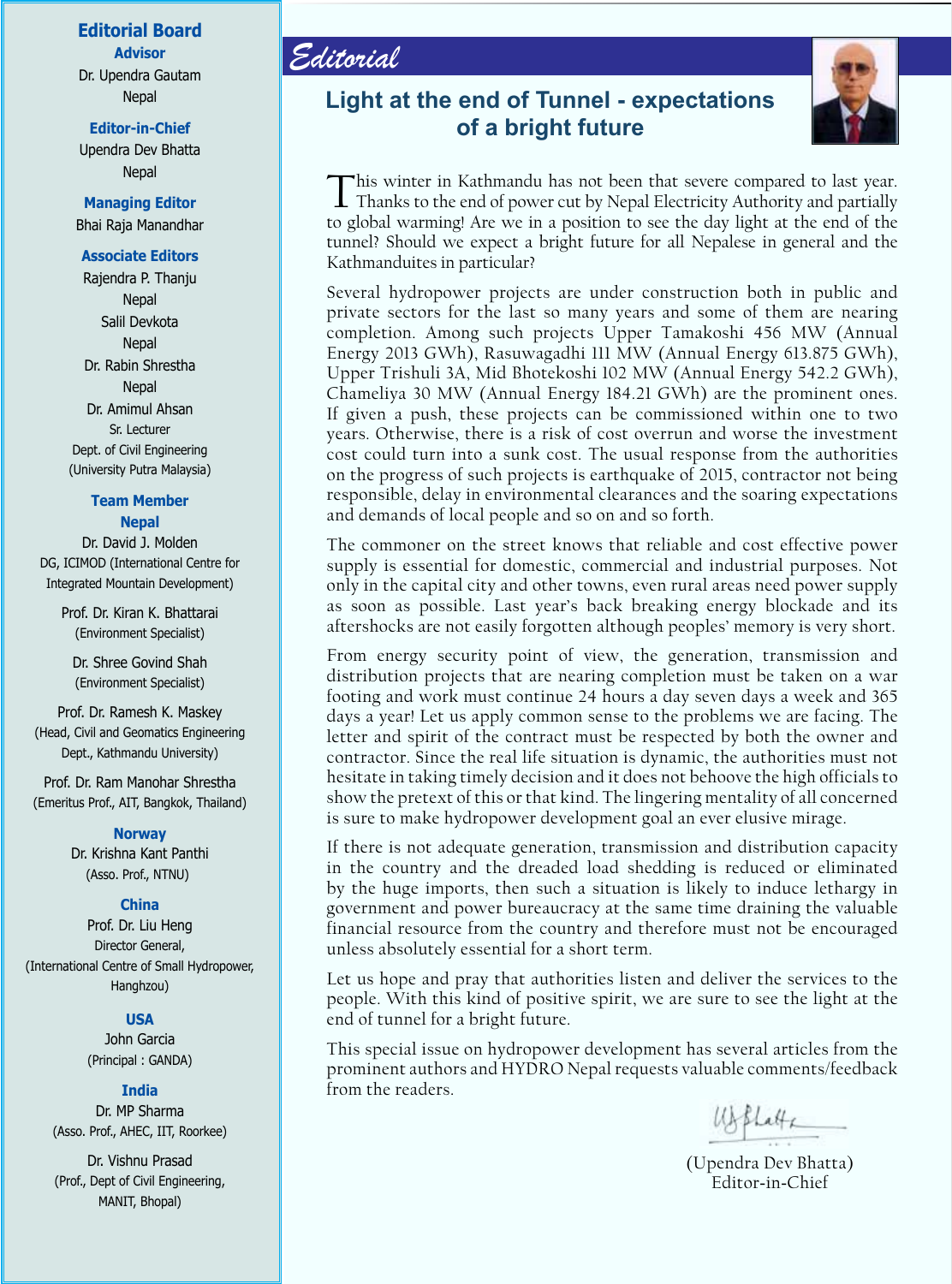## Editorial Board

**Advisor**
Dr. Upendra Gautam
Nepal

**Editor-in-Chief**
Upendra Dev Bhatta
Nepal

**Managing Editor**
Bhai Raja Manandhar

**Associate Editors**
Rajendra P. Thanju
Nepal
Salil Devkota
Nepal
Dr. Rabin Shrestha
Nepal
Dr. Amimul Ahsan
Sr. Lecturer
Dept. of Civil Engineering
(University Putra Malaysia)

**Team Member**

**Nepal**
Dr. David J. Molden
DG, ICIMOD (International Centre for Integrated Mountain Development)

Prof. Dr. Kiran K. Bhattarai
(Environment Specialist)

Dr. Shree Govind Shah
(Environment Specialist)

Prof. Dr. Ramesh K. Maskey
(Head, Civil and Geomatics Engineering Dept., Kathmandu University)

Prof. Dr. Ram Manohar Shrestha
(Emeritus Prof., AIT, Bangkok, Thailand)

**Norway**
Dr. Krishna Kant Panthi
(Asso. Prof., NTNU)

**China**
Prof. Dr. Liu Heng
Director General,
(International Centre of Small Hydropower, Hanghzou)

**USA**
John Garcia
(Principal : GANDA)

**India**
Dr. MP Sharma
(Asso. Prof., AHEC, IIT, Roorkee)

Dr. Vishnu Prasad
(Prof., Dept of Civil Engineering, MANIT, Bhopal)

# Editorial

## Light at the end of Tunnel - expectations of a bright future

This winter in Kathmandu has not been that severe compared to last year. Thanks to the end of power cut by Nepal Electricity Authority and partially to global warming! Are we in a position to see the day light at the end of the tunnel? Should we expect a bright future for all Nepalese in general and the Kathmanduites in particular?

Several hydropower projects are under construction both in public and private sectors for the last so many years and some of them are nearing completion. Among such projects Upper Tamakoshi 456 MW (Annual Energy 2013 GWh), Rasuwagadhi 111 MW (Annual Energy 613.875 GWh), Upper Trishuli 3A, Mid Bhotekoshi 102 MW (Annual Energy 542.2 GWh), Chameliya 30 MW (Annual Energy 184.21 GWh) are the prominent ones. If given a push, these projects can be commissioned within one to two years. Otherwise, there is a risk of cost overrun and worse the investment cost could turn into a sunk cost. The usual response from the authorities on the progress of such projects is earthquake of 2015, contractor not being responsible, delay in environmental clearances and the soaring expectations and demands of local people and so on and so forth.

The commoner on the street knows that reliable and cost effective power supply is essential for domestic, commercial and industrial purposes. Not only in the capital city and other towns, even rural areas need power supply as soon as possible. Last year's back breaking energy blockade and its aftershocks are not easily forgotten although peoples' memory is very short.

From energy security point of view, the generation, transmission and distribution projects that are nearing completion must be taken on a war footing and work must continue 24 hours a day seven days a week and 365 days a year! Let us apply common sense to the problems we are facing. The letter and spirit of the contract must be respected by both the owner and contractor. Since the real life situation is dynamic, the authorities must not hesitate in taking timely decision and it does not behoove the high officials to show the pretext of this or that kind. The lingering mentality of all concerned is sure to make hydropower development goal an ever elusive mirage.

If there is not adequate generation, transmission and distribution capacity in the country and the dreaded load shedding is reduced or eliminated by the huge imports, then such a situation is likely to induce lethargy in government and power bureaucracy at the same time draining the valuable financial resource from the country and therefore must not be encouraged unless absolutely essential for a short term.

Let us hope and pray that authorities listen and deliver the services to the people. With this kind of positive spirit, we are sure to see the light at the end of tunnel for a bright future.

This special issue on hydropower development has several articles from the prominent authors and HYDRO Nepal requests valuable comments/feedback from the readers.

(Upendra Dev Bhatta)
Editor-in-Chief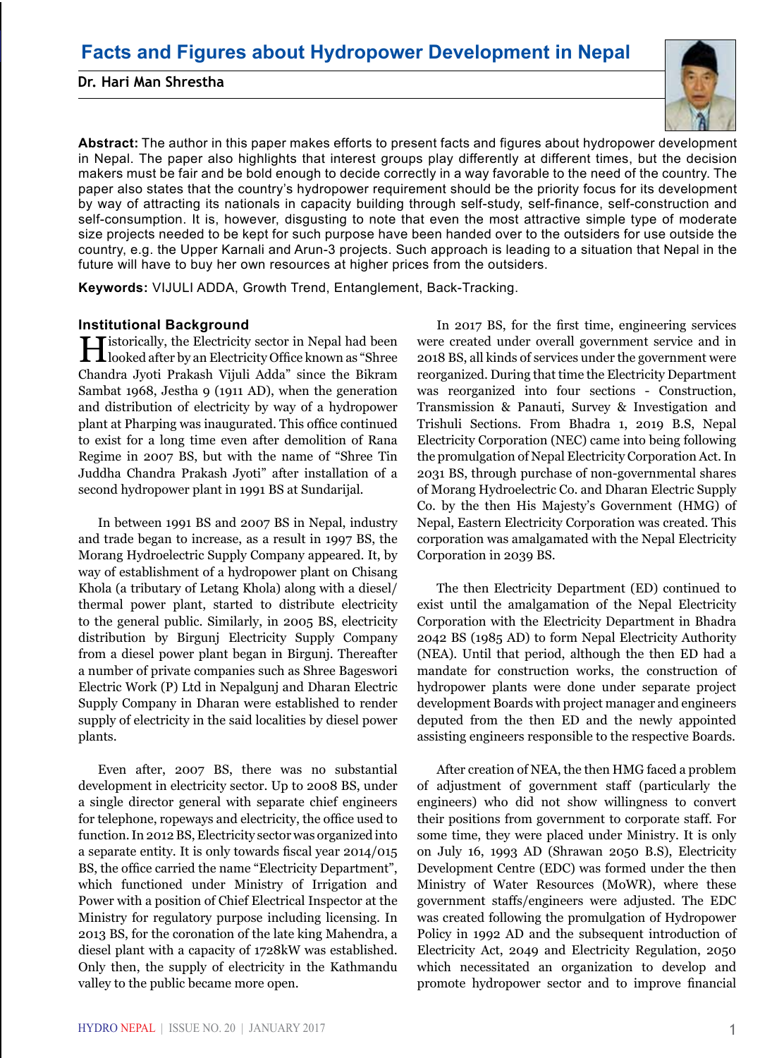# Facts and Figures about Hydropower Development in Nepal

**Dr. Hari Man Shrestha**

**Abstract:** The author in this paper makes efforts to present facts and figures about hydropower development in Nepal. The paper also highlights that interest groups play differently at different times, but the decision makers must be fair and be bold enough to decide correctly in a way favorable to the need of the country. The paper also states that the country's hydropower requirement should be the priority focus for its development by way of attracting its nationals in capacity building through self-study, self-finance, self-construction and self-consumption. It is, however, disgusting to note that even the most attractive simple type of moderate size projects needed to be kept for such purpose have been handed over to the outsiders for use outside the country, e.g. the Upper Karnali and Arun-3 projects. Such approach is leading to a situation that Nepal in the future will have to buy her own resources at higher prices from the outsiders.

**Keywords:** VIJULI ADDA, Growth Trend, Entanglement, Back-Tracking.

## Institutional Background

Historically, the Electricity sector in Nepal had been looked after by an Electricity Office known as "Shree Chandra Jyoti Prakash Vijuli Adda" since the Bikram Sambat 1968, Jestha 9 (1911 AD), when the generation and distribution of electricity by way of a hydropower plant at Pharping was inaugurated. This office continued to exist for a long time even after demolition of Rana Regime in 2007 BS, but with the name of "Shree Tin Juddha Chandra Prakash Jyoti" after installation of a second hydropower plant in 1991 BS at Sundarijal.

In between 1991 BS and 2007 BS in Nepal, industry and trade began to increase, as a result in 1997 BS, the Morang Hydroelectric Supply Company appeared. It, by way of establishment of a hydropower plant on Chisang Khola (a tributary of Letang Khola) along with a diesel/thermal power plant, started to distribute electricity to the general public. Similarly, in 2005 BS, electricity distribution by Birgunj Electricity Supply Company from a diesel power plant began in Birgunj. Thereafter a number of private companies such as Shree Bageswori Electric Work (P) Ltd in Nepalgunj and Dharan Electric Supply Company in Dharan were established to render supply of electricity in the said localities by diesel power plants.

Even after, 2007 BS, there was no substantial development in electricity sector. Up to 2008 BS, under a single director general with separate chief engineers for telephone, ropeways and electricity, the office used to function. In 2012 BS, Electricity sector was organized into a separate entity. It is only towards fiscal year 2014/015 BS, the office carried the name "Electricity Department", which functioned under Ministry of Irrigation and Power with a position of Chief Electrical Inspector at the Ministry for regulatory purpose including licensing. In 2013 BS, for the coronation of the late king Mahendra, a diesel plant with a capacity of 1728kW was established. Only then, the supply of electricity in the Kathmandu valley to the public became more open.

In 2017 BS, for the first time, engineering services were created under overall government service and in 2018 BS, all kinds of services under the government were reorganized. During that time the Electricity Department was reorganized into four sections - Construction, Transmission & Panauti, Survey & Investigation and Trishuli Sections. From Bhadra 1, 2019 B.S, Nepal Electricity Corporation (NEC) came into being following the promulgation of Nepal Electricity Corporation Act. In 2031 BS, through purchase of non-governmental shares of Morang Hydroelectric Co. and Dharan Electric Supply Co. by the then His Majesty's Government (HMG) of Nepal, Eastern Electricity Corporation was created. This corporation was amalgamated with the Nepal Electricity Corporation in 2039 BS.

The then Electricity Department (ED) continued to exist until the amalgamation of the Nepal Electricity Corporation with the Electricity Department in Bhadra 2042 BS (1985 AD) to form Nepal Electricity Authority (NEA). Until that period, although the then ED had a mandate for construction works, the construction of hydropower plants were done under separate project development Boards with project manager and engineers deputed from the then ED and the newly appointed assisting engineers responsible to the respective Boards.

After creation of NEA, the then HMG faced a problem of adjustment of government staff (particularly the engineers) who did not show willingness to convert their positions from government to corporate staff. For some time, they were placed under Ministry. It is only on July 16, 1993 AD (Shrawan 2050 B.S), Electricity Development Centre (EDC) was formed under the then Ministry of Water Resources (MoWR), where these government staffs/engineers were adjusted. The EDC was created following the promulgation of Hydropower Policy in 1992 AD and the subsequent introduction of Electricity Act, 2049 and Electricity Regulation, 2050 which necessitated an organization to develop and promote hydropower sector and to improve financial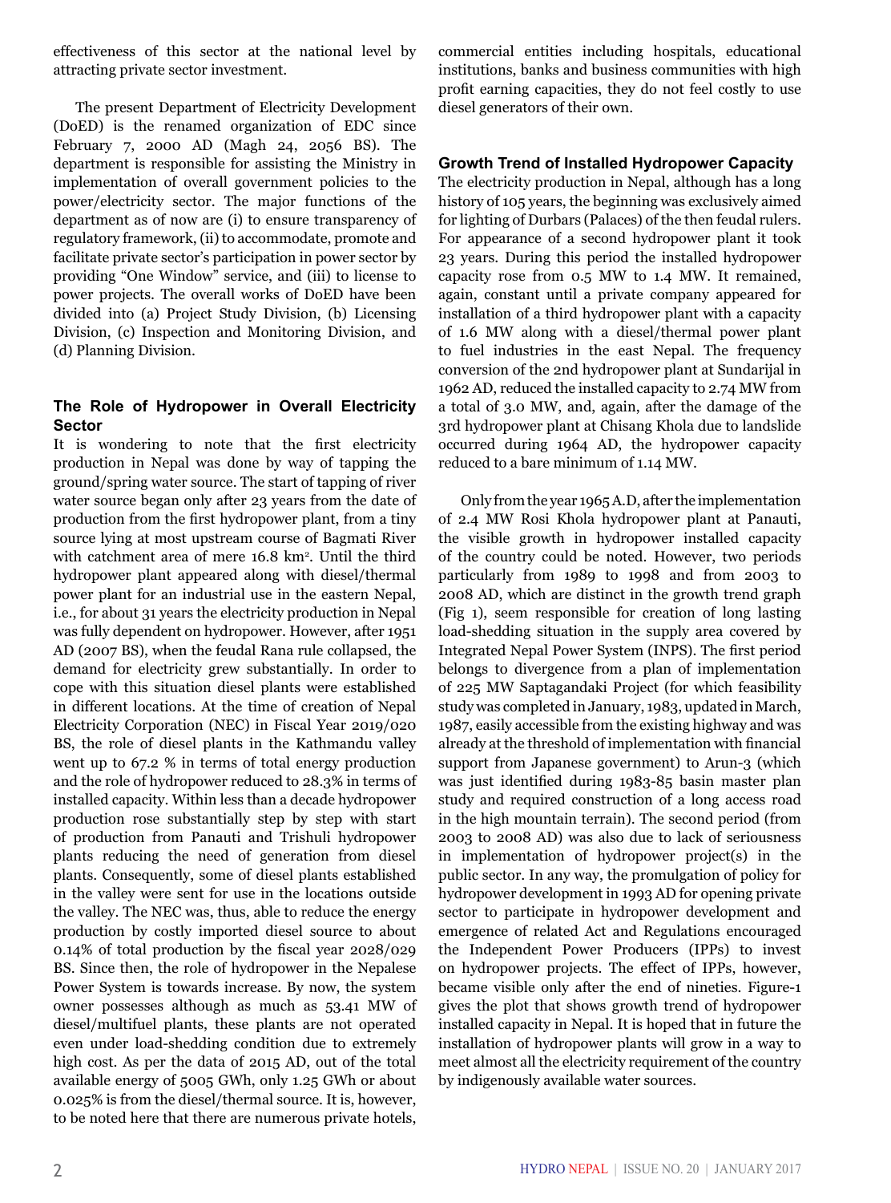effectiveness of this sector at the national level by attracting private sector investment.

The present Department of Electricity Development (DoED) is the renamed organization of EDC since February 7, 2000 AD (Magh 24, 2056 BS). The department is responsible for assisting the Ministry in implementation of overall government policies to the power/electricity sector. The major functions of the department as of now are (i) to ensure transparency of regulatory framework, (ii) to accommodate, promote and facilitate private sector's participation in power sector by providing "One Window" service, and (iii) to license to power projects. The overall works of DoED have been divided into (a) Project Study Division, (b) Licensing Division, (c) Inspection and Monitoring Division, and (d) Planning Division.

## The Role of Hydropower in Overall Electricity Sector

It is wondering to note that the first electricity production in Nepal was done by way of tapping the ground/spring water source. The start of tapping of river water source began only after 23 years from the date of production from the first hydropower plant, from a tiny source lying at most upstream course of Bagmati River with catchment area of mere 16.8 km$^2$. Until the third hydropower plant appeared along with diesel/thermal power plant for an industrial use in the eastern Nepal, i.e., for about 31 years the electricity production in Nepal was fully dependent on hydropower. However, after 1951 AD (2007 BS), when the feudal Rana rule collapsed, the demand for electricity grew substantially. In order to cope with this situation diesel plants were established in different locations. At the time of creation of Nepal Electricity Corporation (NEC) in Fiscal Year 2019/020 BS, the role of diesel plants in the Kathmandu valley went up to 67.2 % in terms of total energy production and the role of hydropower reduced to 28.3% in terms of installed capacity. Within less than a decade hydropower production rose substantially step by step with start of production from Panauti and Trishuli hydropower plants reducing the need of generation from diesel plants. Consequently, some of diesel plants established in the valley were sent for use in the locations outside the valley. The NEC was, thus, able to reduce the energy production by costly imported diesel source to about 0.14% of total production by the fiscal year 2028/029 BS. Since then, the role of hydropower in the Nepalese Power System is towards increase. By now, the system owner possesses although as much as 53.41 MW of diesel/multifuel plants, these plants are not operated even under load-shedding condition due to extremely high cost. As per the data of 2015 AD, out of the total available energy of 5005 GWh, only 1.25 GWh or about 0.025% is from the diesel/thermal source. It is, however, to be noted here that there are numerous private hotels, commercial entities including hospitals, educational institutions, banks and business communities with high profit earning capacities, they do not feel costly to use diesel generators of their own.

## Growth Trend of Installed Hydropower Capacity

The electricity production in Nepal, although has a long history of 105 years, the beginning was exclusively aimed for lighting of Durbars (Palaces) of the then feudal rulers. For appearance of a second hydropower plant it took 23 years. During this period the installed hydropower capacity rose from 0.5 MW to 1.4 MW. It remained, again, constant until a private company appeared for installation of a third hydropower plant with a capacity of 1.6 MW along with a diesel/thermal power plant to fuel industries in the east Nepal. The frequency conversion of the 2nd hydropower plant at Sundarijal in 1962 AD, reduced the installed capacity to 2.74 MW from a total of 3.0 MW, and, again, after the damage of the 3rd hydropower plant at Chisang Khola due to landslide occurred during 1964 AD, the hydropower capacity reduced to a bare minimum of 1.14 MW.

Only from the year 1965 A.D, after the implementation of 2.4 MW Rosi Khola hydropower plant at Panauti, the visible growth in hydropower installed capacity of the country could be noted. However, two periods particularly from 1989 to 1998 and from 2003 to 2008 AD, which are distinct in the growth trend graph (Fig 1), seem responsible for creation of long lasting load-shedding situation in the supply area covered by Integrated Nepal Power System (INPS). The first period belongs to divergence from a plan of implementation of 225 MW Saptagandaki Project (for which feasibility study was completed in January, 1983, updated in March, 1987, easily accessible from the existing highway and was already at the threshold of implementation with financial support from Japanese government) to Arun-3 (which was just identified during 1983-85 basin master plan study and required construction of a long access road in the high mountain terrain). The second period (from 2003 to 2008 AD) was also due to lack of seriousness in implementation of hydropower project(s) in the public sector. In any way, the promulgation of policy for hydropower development in 1993 AD for opening private sector to participate in hydropower development and emergence of related Act and Regulations encouraged the Independent Power Producers (IPPs) to invest on hydropower projects. The effect of IPPs, however, became visible only after the end of nineties. Figure-1 gives the plot that shows growth trend of hydropower installed capacity in Nepal. It is hoped that in future the installation of hydropower plants will grow in a way to meet almost all the electricity requirement of the country by indigenously available water sources.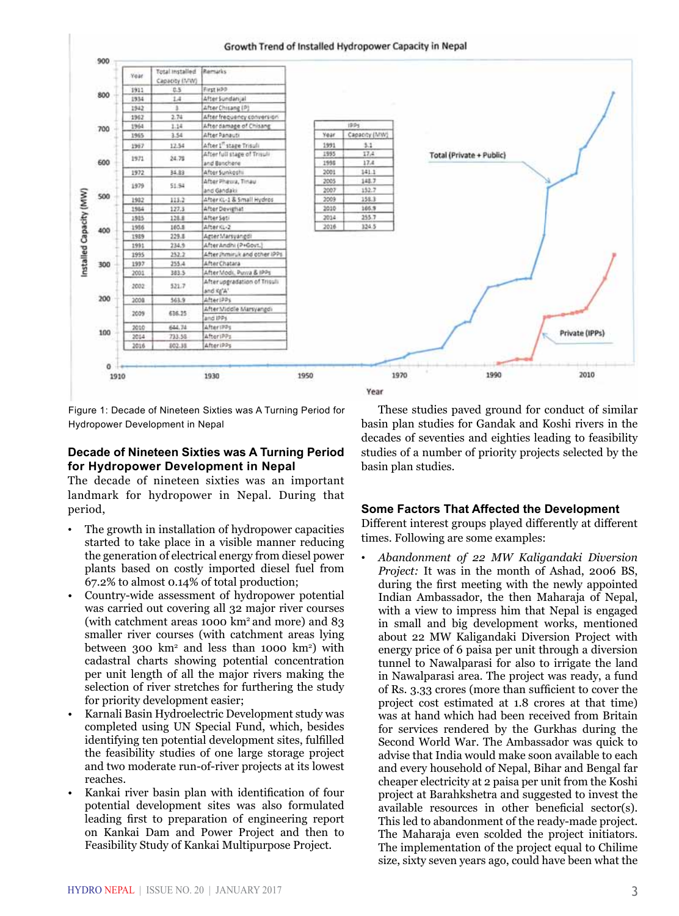**Growth Trend of Installed Hydropower Capacity in Nepal**

| Year | Total Installed Capacity (MW) | Remarks |
|---|---|---|
| 1911 | 0.5 | First HPP |
| 1934 | 1.4 | After Sundarijal |
| 1942 | 3 | After Chisang (P) |
| 1962 | 2.74 | After frequency conversion |
| 1964 | 1.14 | After damage of Chisang |
| 1965 | 3.54 | After Panauti |
| 1967 | 12.54 | After 1st stage Trisuli |
| 1971 | 24.78 | After full stage of Trisuli and Banchere |
| 1972 | 34.83 | After Sunkoshi |
| 1979 | 51.94 | After Phewa, Tinau and Gandaki |
| 1982 | 113.2 | After KL-1 & Small Hydros |
| 1984 | 127.3 | After Devighat |
| 1985 | 128.8 | After Seti |
| 1986 | 160.8 | After KL-2 |
| 1989 | 229.8 | After Marsyangdi |
| 1991 | 234.9 | After Andhi (P+Govt.) |
| 1995 | 252.2 | After Jhimruk and other IPPs |
| 1997 | 255.4 | After Chatara |
| 2001 | 383.5 | After Modi, Puwa & IPPs |
| 2002 | 521.7 | After upgradation of Trisuli and Kg'A' |
| 2008 | 563.9 | After IPPs |
| 2009 | 636.25 | After Middle Marsyangdi and IPPs |
| 2010 | 644.74 | After IPPs |
| 2014 | 733.58 | After IPPs |
| 2016 | 802.38 | After IPPs |

| IPPs | |
|---|---|
| Year | Capacity (MW) |
| 1991 | 5.1 |
| 1995 | 17.4 |
| 1998 | 17.4 |
| 2001 | 141.1 |
| 2005 | 148.7 |
| 2007 | 152.7 |
| 2009 | 158.3 |
| 2010 | 166.9 |
| 2014 | 255.7 |
| 2016 | 324.5 |

Figure 1: Decade of Nineteen Sixties was A Turning Period for Hydropower Development in Nepal

### Decade of Nineteen Sixties was A Turning Period for Hydropower Development in Nepal

The decade of nineteen sixties was an important landmark for hydropower in Nepal. During that period,

- The growth in installation of hydropower capacities started to take place in a visible manner reducing the generation of electrical energy from diesel power plants based on costly imported diesel fuel from 67.2% to almost 0.14% of total production;
- Country-wide assessment of hydropower potential was carried out covering all 32 major river courses (with catchment areas 1000 km$^2$ and more) and 83 smaller river courses (with catchment areas lying between 300 km$^2$ and less than 1000 km$^2$) with cadastral charts showing potential concentration per unit length of all the major rivers making the selection of river stretches for furthering the study for priority development easier;
- Karnali Basin Hydroelectric Development study was completed using UN Special Fund, which, besides identifying ten potential development sites, fulfilled the feasibility studies of one large storage project and two moderate run-of-river projects at its lowest reaches.
- Kankai river basin plan with identification of four potential development sites was also formulated leading first to preparation of engineering report on Kankai Dam and Power Project and then to Feasibility Study of Kankai Multipurpose Project.

These studies paved ground for conduct of similar basin plan studies for Gandak and Koshi rivers in the decades of seventies and eighties leading to feasibility studies of a number of priority projects selected by the basin plan studies.

### Some Factors That Affected the Development

Different interest groups played differently at different times. Following are some examples:

- *Abandonment of 22 MW Kaligandaki Diversion Project:* It was in the month of Ashad, 2006 BS, during the first meeting with the newly appointed Indian Ambassador, the then Maharaja of Nepal, with a view to impress him that Nepal is engaged in small and big development works, mentioned about 22 MW Kaligandaki Diversion Project with energy price of 6 paisa per unit through a diversion tunnel to Nawalparasi for also to irrigate the land in Nawalparasi area. The project was ready, a fund of Rs. 3.33 crores (more than sufficient to cover the project cost estimated at 1.8 crores at that time) was at hand which had been received from Britain for services rendered by the Gurkhas during the Second World War. The Ambassador was quick to advise that India would make soon available to each and every household of Nepal, Bihar and Bengal far cheaper electricity at 2 paisa per unit from the Koshi project at Barahkshetra and suggested to invest the available resources in other beneficial sector(s). This led to abandonment of the ready-made project. The Maharaja even scolded the project initiators. The implementation of the project equal to Chilime size, sixty seven years ago, could have been what the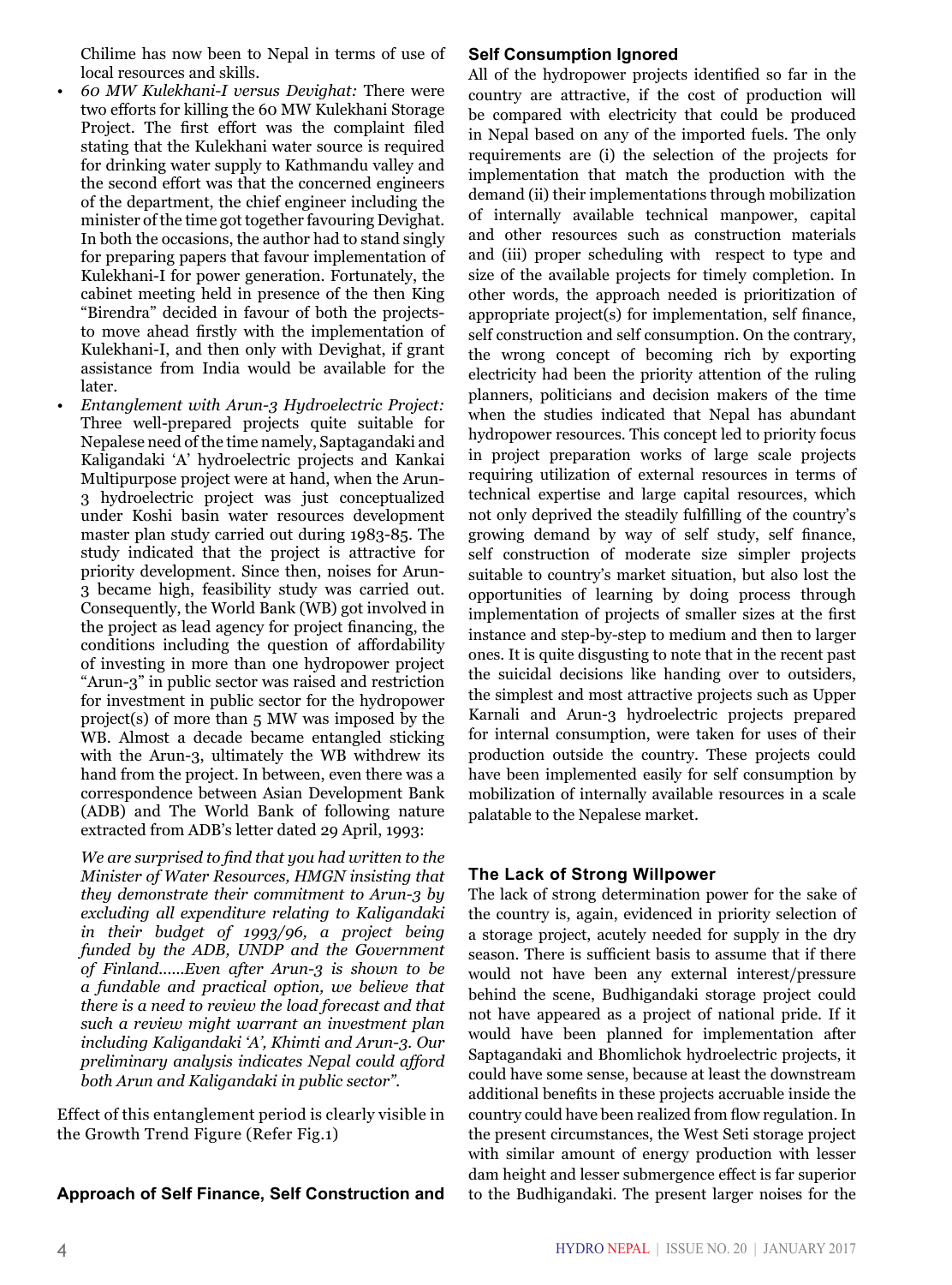Chilime has now been to Nepal in terms of use of local resources and skills.

- *60 MW Kulekhani-I versus Devighat:* There were two efforts for killing the 60 MW Kulekhani Storage Project. The first effort was the complaint filed stating that the Kulekhani water source is required for drinking water supply to Kathmandu valley and the second effort was that the concerned engineers of the department, the chief engineer including the minister of the time got together favouring Devighat. In both the occasions, the author had to stand singly for preparing papers that favour implementation of Kulekhani-I for power generation. Fortunately, the cabinet meeting held in presence of the then King "Birendra" decided in favour of both the projects- to move ahead firstly with the implementation of Kulekhani-I, and then only with Devighat, if grant assistance from India would be available for the later.
- *Entanglement with Arun-3 Hydroelectric Project:* Three well-prepared projects quite suitable for Nepalese need of the time namely, Saptagandaki and Kaligandaki 'A' hydroelectric projects and Kankai Multipurpose project were at hand, when the Arun-3 hydroelectric project was just conceptualized under Koshi basin water resources development master plan study carried out during 1983-85. The study indicated that the project is attractive for priority development. Since then, noises for Arun-3 became high, feasibility study was carried out. Consequently, the World Bank (WB) got involved in the project as lead agency for project financing, the conditions including the question of affordability of investing in more than one hydropower project "Arun-3" in public sector was raised and restriction for investment in public sector for the hydropower project(s) of more than 5 MW was imposed by the WB. Almost a decade became entangled sticking with the Arun-3, ultimately the WB withdrew its hand from the project. In between, even there was a correspondence between Asian Development Bank (ADB) and The World Bank of following nature extracted from ADB's letter dated 29 April, 1993:

  *We are surprised to find that you had written to the Minister of Water Resources, HMGN insisting that they demonstrate their commitment to Arun-3 by excluding all expenditure relating to Kaligandaki in their budget of 1993/96, a project being funded by the ADB, UNDP and the Government of Finland......Even after Arun-3 is shown to be a fundable and practical option, we believe that there is a need to review the load forecast and that such a review might warrant an investment plan including Kaligandaki 'A', Khimti and Arun-3. Our preliminary analysis indicates Nepal could afford both Arun and Kaligandaki in public sector".*

Effect of this entanglement period is clearly visible in the Growth Trend Figure (Refer Fig.1)

### Approach of Self Finance, Self Construction and Self Consumption Ignored

All of the hydropower projects identified so far in the country are attractive, if the cost of production will be compared with electricity that could be produced in Nepal based on any of the imported fuels. The only requirements are (i) the selection of the projects for implementation that match the production with the demand (ii) their implementations through mobilization of internally available technical manpower, capital and other resources such as construction materials and (iii) proper scheduling with respect to type and size of the available projects for timely completion. In other words, the approach needed is prioritization of appropriate project(s) for implementation, self finance, self construction and self consumption. On the contrary, the wrong concept of becoming rich by exporting electricity had been the priority attention of the ruling planners, politicians and decision makers of the time when the studies indicated that Nepal has abundant hydropower resources. This concept led to priority focus in project preparation works of large scale projects requiring utilization of external resources in terms of technical expertise and large capital resources, which not only deprived the steadily fulfilling of the country's growing demand by way of self study, self finance, self construction of moderate size simpler projects suitable to country's market situation, but also lost the opportunities of learning by doing process through implementation of projects of smaller sizes at the first instance and step-by-step to medium and then to larger ones. It is quite disgusting to note that in the recent past the suicidal decisions like handing over to outsiders, the simplest and most attractive projects such as Upper Karnali and Arun-3 hydroelectric projects prepared for internal consumption, were taken for uses of their production outside the country. These projects could have been implemented easily for self consumption by mobilization of internally available resources in a scale palatable to the Nepalese market.

### The Lack of Strong Willpower

The lack of strong determination power for the sake of the country is, again, evidenced in priority selection of a storage project, acutely needed for supply in the dry season. There is sufficient basis to assume that if there would not have been any external interest/pressure behind the scene, Budhigandaki storage project could not have appeared as a project of national pride. If it would have been planned for implementation after Saptagandaki and Bhomlichok hydroelectric projects, it could have some sense, because at least the downstream additional benefits in these projects accruable inside the country could have been realized from flow regulation. In the present circumstances, the West Seti storage project with similar amount of energy production with lesser dam height and lesser submergence effect is far superior to the Budhigandaki. The present larger noises for the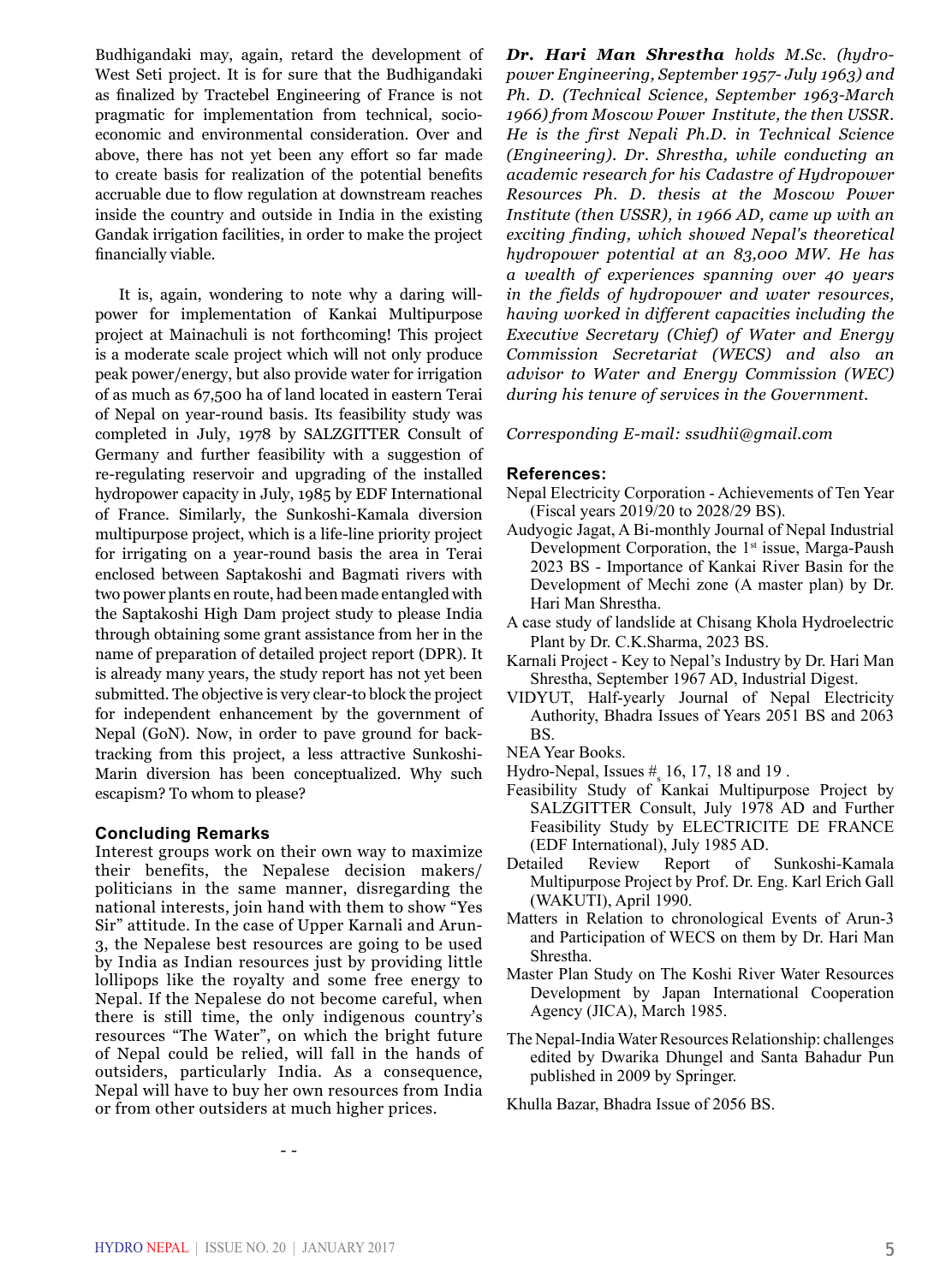Budhigandaki may, again, retard the development of West Seti project. It is for sure that the Budhigandaki as finalized by Tractebel Engineering of France is not pragmatic for implementation from technical, socio-economic and environmental consideration. Over and above, there has not yet been any effort so far made to create basis for realization of the potential benefits accruable due to flow regulation at downstream reaches inside the country and outside in India in the existing Gandak irrigation facilities, in order to make the project financially viable.

It is, again, wondering to note why a daring will-power for implementation of Kankai Multipurpose project at Mainachuli is not forthcoming! This project is a moderate scale project which will not only produce peak power/energy, but also provide water for irrigation of as much as 67,500 ha of land located in eastern Terai of Nepal on year-round basis. Its feasibility study was completed in July, 1978 by SALZGITTER Consult of Germany and further feasibility with a suggestion of re-regulating reservoir and upgrading of the installed hydropower capacity in July, 1985 by EDF International of France. Similarly, the Sunkoshi-Kamala diversion multipurpose project, which is a life-line priority project for irrigating on a year-round basis the area in Terai enclosed between Saptakoshi and Bagmati rivers with two power plants en route, had been made entangled with the Saptakoshi High Dam project study to please India through obtaining some grant assistance from her in the name of preparation of detailed project report (DPR). It is already many years, the study report has not yet been submitted. The objective is very clear-to block the project for independent enhancement by the government of Nepal (GoN). Now, in order to pave ground for back-tracking from this project, a less attractive Sunkoshi-Marin diversion has been conceptualized. Why such escapism? To whom to please?

## Concluding Remarks

Interest groups work on their own way to maximize their benefits, the Nepalese decision makers/ politicians in the same manner, disregarding the national interests, join hand with them to show "Yes Sir" attitude. In the case of Upper Karnali and Arun-3, the Nepalese best resources are going to be used by India as Indian resources just by providing little lollipops like the royalty and some free energy to Nepal. If the Nepalese do not become careful, when there is still time, the only indigenous country's resources "The Water", on which the bright future of Nepal could be relied, will fall in the hands of outsiders, particularly India. As a consequence, Nepal will have to buy her own resources from India or from other outsiders at much higher prices.

- -

***Dr. Hari Man Shrestha** holds M.Sc. (hydro-power Engineering, September 1957- July 1963) and Ph. D. (Technical Science, September 1963-March 1966) from Moscow Power Institute, the then USSR. He is the first Nepali Ph.D. in Technical Science (Engineering). Dr. Shrestha, while conducting an academic research for his Cadastre of Hydropower Resources Ph. D. thesis at the Moscow Power Institute (then USSR), in 1966 AD, came up with an exciting finding, which showed Nepal's theoretical hydropower potential at an 83,000 MW. He has a wealth of experiences spanning over 40 years in the fields of hydropower and water resources, having worked in different capacities including the Executive Secretary (Chief) of Water and Energy Commission Secretariat (WECS) and also an advisor to Water and Energy Commission (WEC) during his tenure of services in the Government.*

*Corresponding E-mail: ssudhii@gmail.com*

## References:

Nepal Electricity Corporation - Achievements of Ten Year (Fiscal years 2019/20 to 2028/29 BS).

Audyogic Jagat, A Bi-monthly Journal of Nepal Industrial Development Corporation, the 1st issue, Marga-Paush 2023 BS - Importance of Kankai River Basin for the Development of Mechi zone (A master plan) by Dr. Hari Man Shrestha.

A case study of landslide at Chisang Khola Hydroelectric Plant by Dr. C.K.Sharma, 2023 BS.

Karnali Project - Key to Nepal's Industry by Dr. Hari Man Shrestha, September 1967 AD, Industrial Digest.

VIDYUT, Half-yearly Journal of Nepal Electricity Authority, Bhadra Issues of Years 2051 BS and 2063 BS.

NEA Year Books.

Hydro-Nepal, Issues #s 16, 17, 18 and 19 .

Feasibility Study of Kankai Multipurpose Project by SALZGITTER Consult, July 1978 AD and Further Feasibility Study by ELECTRICITE DE FRANCE (EDF International), July 1985 AD.

Detailed Review Report of Sunkoshi-Kamala Multipurpose Project by Prof. Dr. Eng. Karl Erich Gall (WAKUTI), April 1990.

Matters in Relation to chronological Events of Arun-3 and Participation of WECS on them by Dr. Hari Man Shrestha.

Master Plan Study on The Koshi River Water Resources Development by Japan International Cooperation Agency (JICA), March 1985.

The Nepal-India Water Resources Relationship: challenges edited by Dwarika Dhungel and Santa Bahadur Pun published in 2009 by Springer.

Khulla Bazar, Bhadra Issue of 2056 BS.